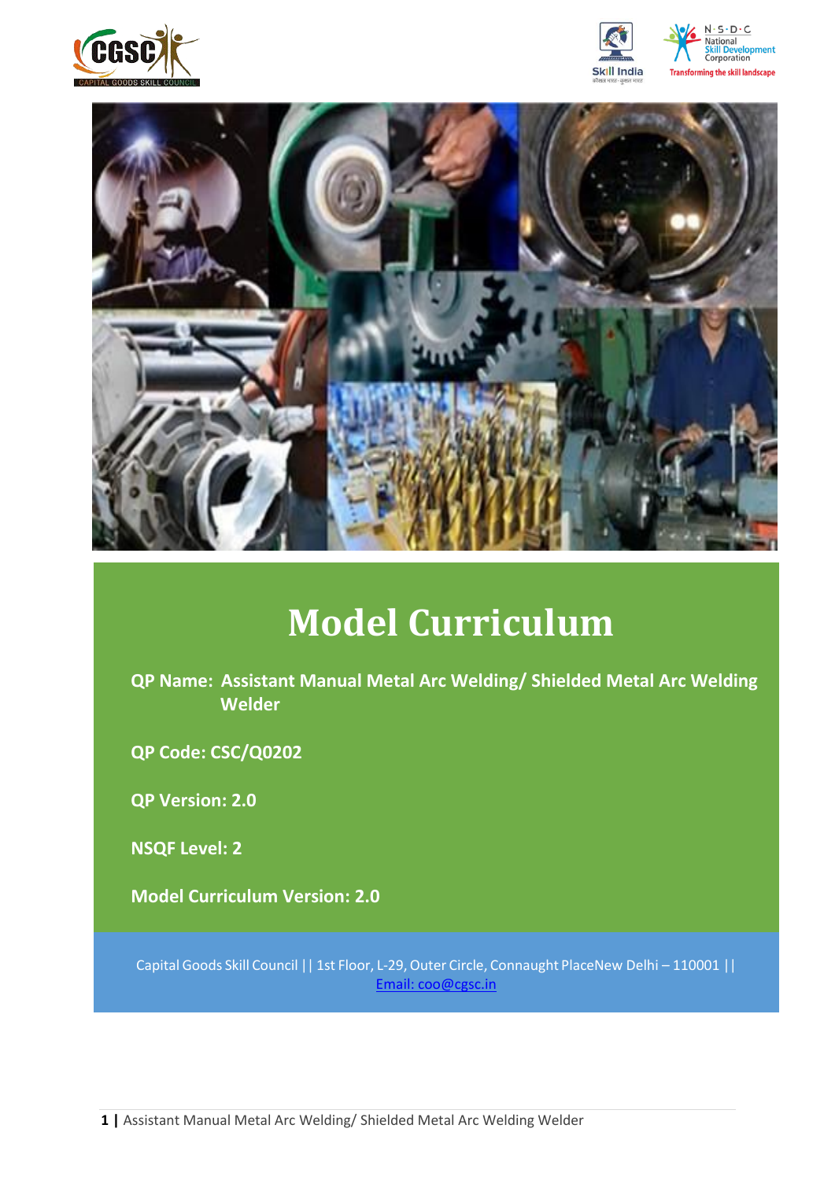# Model Curriculum

**QP Name: Assistant Manual Metal Arc Welding/ Shielded Metal Arc Welding Welder**

**QP Code: CSC/Q0202**

**QP Version: 2.0**

**NSQF Level: 2**

**Model Curriculum Version: 2.0**

Capital Goods Skill Council || 1st Floor, L-29, Outer Circle, Connaught PlaceNew Delhi – 110001 || Email: coo@cgsc.in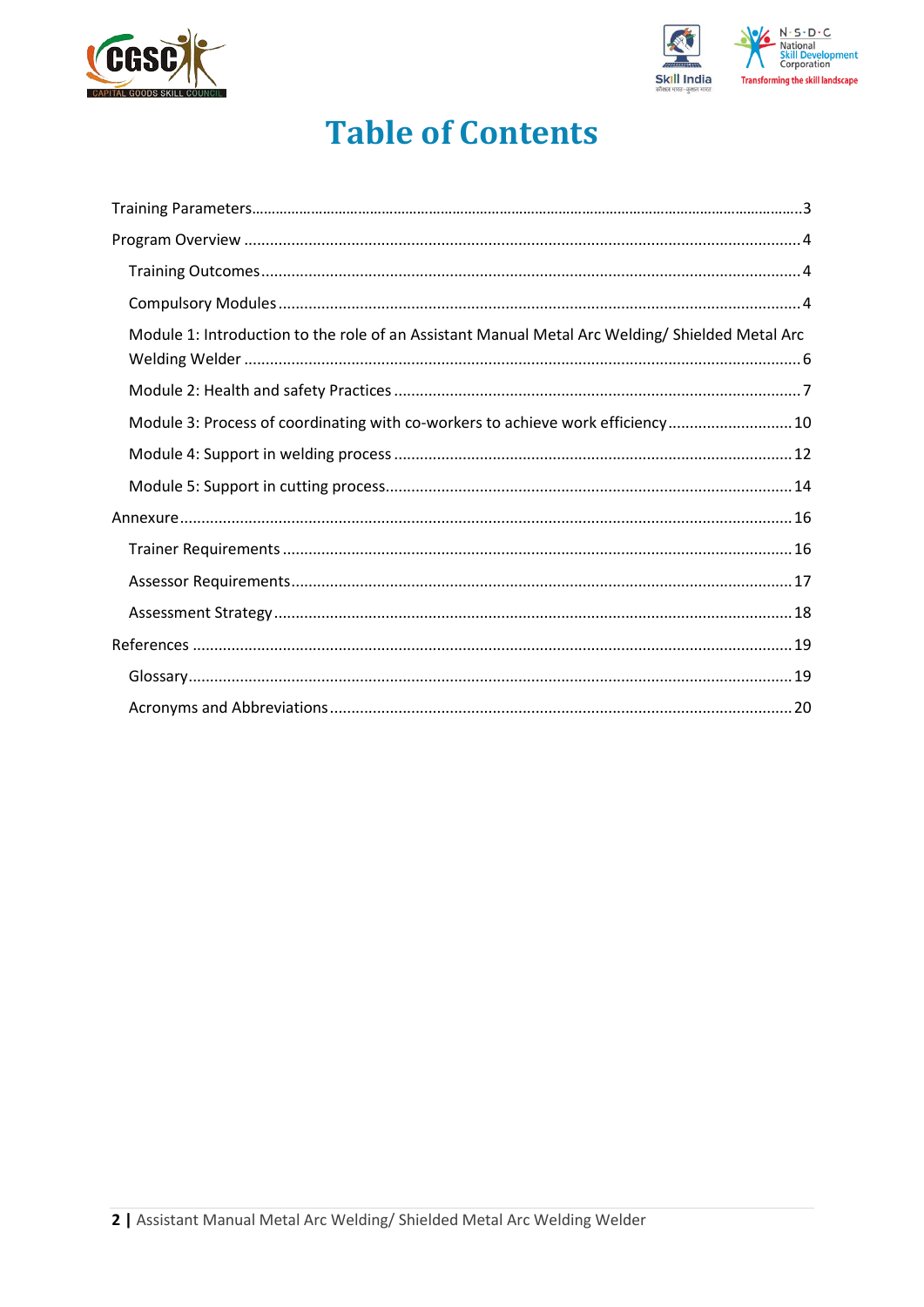# Table of Contents

Training Parameters...3

Program Overview...4

- Training Outcomes...4
- Compulsory Modules...4
- Module 1: Introduction to the role of an Assistant Manual Metal Arc Welding/ Shielded Metal Arc Welding Welder...6
- Module 2: Health and safety Practices...7
- Module 3: Process of coordinating with co-workers to achieve work efficiency...10
- Module 4: Support in welding process...12
- Module 5: Support in cutting process...14

Annexure...16

- Trainer Requirements...16
- Assessor Requirements...17
- Assessment Strategy...18

References...19

- Glossary...19
- Acronyms and Abbreviations...20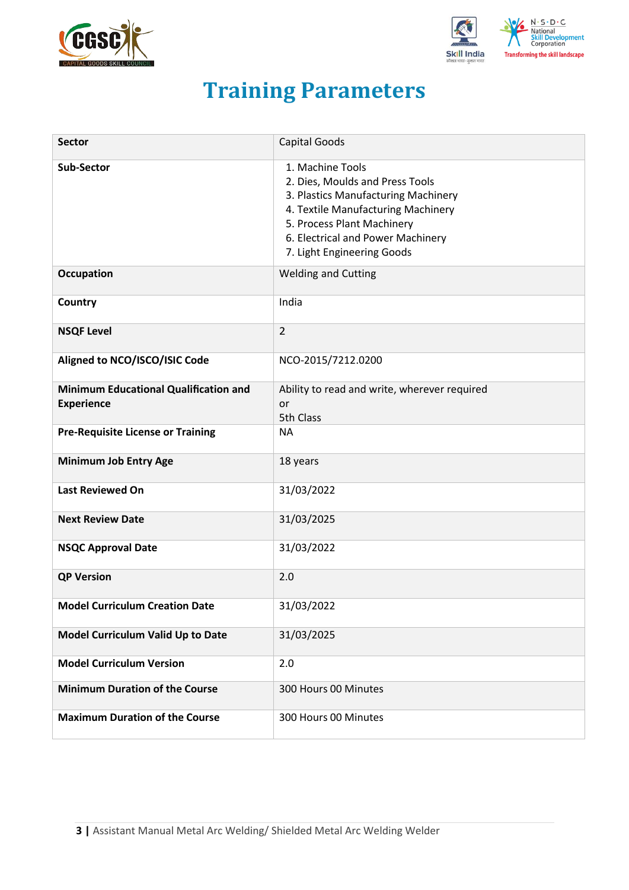# Training Parameters

| | |
|---|---|
| **Sector** | Capital Goods |
| **Sub-Sector** | 1. Machine Tools<br>2. Dies, Moulds and Press Tools<br>3. Plastics Manufacturing Machinery<br>4. Textile Manufacturing Machinery<br>5. Process Plant Machinery<br>6. Electrical and Power Machinery<br>7. Light Engineering Goods |
| **Occupation** | Welding and Cutting |
| **Country** | India |
| **NSQF Level** | 2 |
| **Aligned to NCO/ISCO/ISIC Code** | NCO-2015/7212.0200 |
| **Minimum Educational Qualification and Experience** | Ability to read and write, wherever required<br>or<br>5th Class |
| **Pre-Requisite License or Training** | NA |
| **Minimum Job Entry Age** | 18 years |
| **Last Reviewed On** | 31/03/2022 |
| **Next Review Date** | 31/03/2025 |
| **NSQC Approval Date** | 31/03/2022 |
| **QP Version** | 2.0 |
| **Model Curriculum Creation Date** | 31/03/2022 |
| **Model Curriculum Valid Up to Date** | 31/03/2025 |
| **Model Curriculum Version** | 2.0 |
| **Minimum Duration of the Course** | 300 Hours 00 Minutes |
| **Maximum Duration of the Course** | 300 Hours 00 Minutes |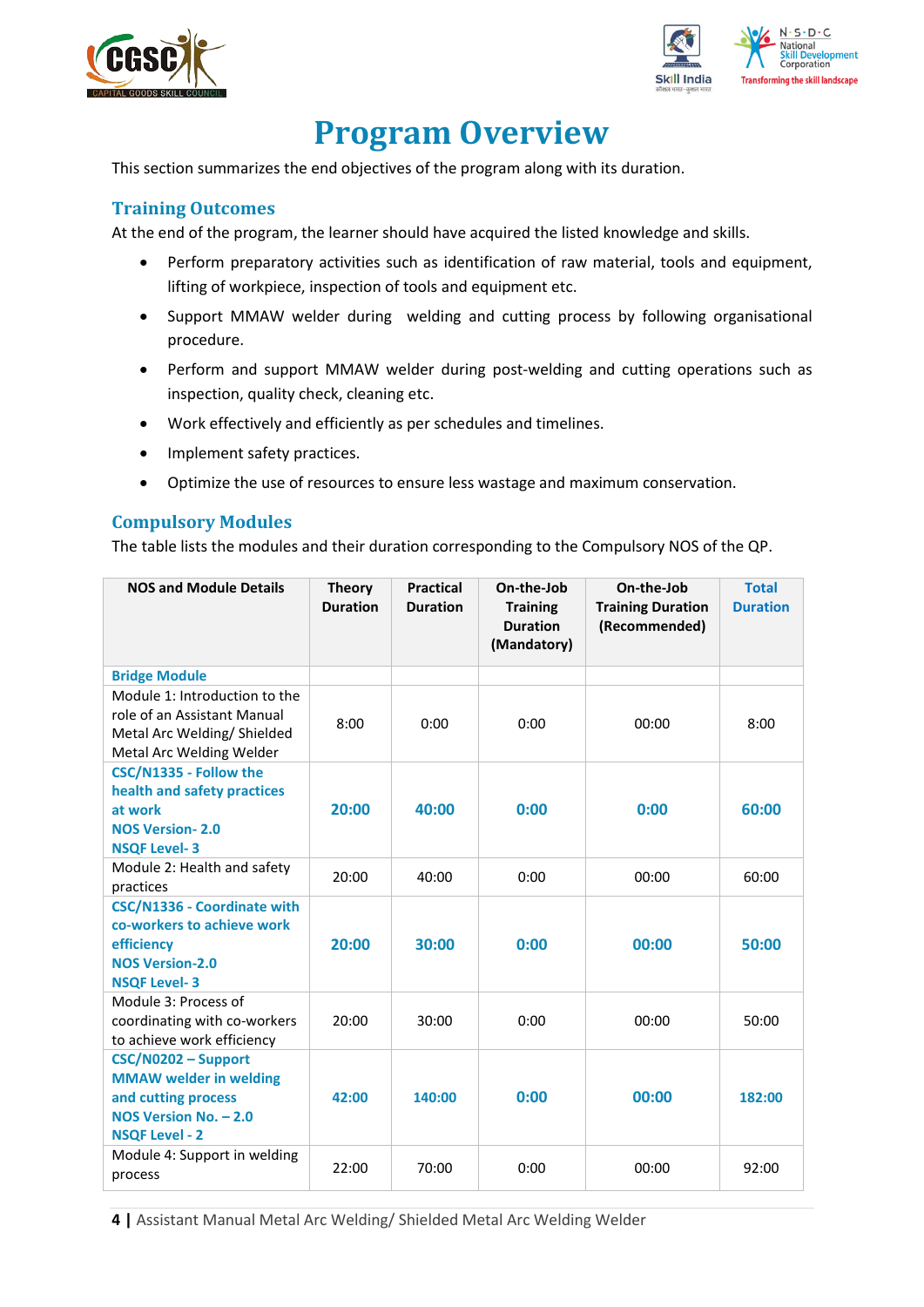# Program Overview

This section summarizes the end objectives of the program along with its duration.

## Training Outcomes

At the end of the program, the learner should have acquired the listed knowledge and skills.

- Perform preparatory activities such as identification of raw material, tools and equipment, lifting of workpiece, inspection of tools and equipment etc.
- Support MMAW welder during welding and cutting process by following organisational procedure.
- Perform and support MMAW welder during post-welding and cutting operations such as inspection, quality check, cleaning etc.
- Work effectively and efficiently as per schedules and timelines.
- Implement safety practices.
- Optimize the use of resources to ensure less wastage and maximum conservation.

## Compulsory Modules

The table lists the modules and their duration corresponding to the Compulsory NOS of the QP.

| NOS and Module Details | Theory Duration | Practical Duration | On-the-Job Training Duration (Mandatory) | On-the-Job Training Duration (Recommended) | Total Duration |
|---|---|---|---|---|---|
| **Bridge Module** | | | | | |
| Module 1: Introduction to the role of an Assistant Manual Metal Arc Welding/ Shielded Metal Arc Welding Welder | 8:00 | 0:00 | 0:00 | 00:00 | 8:00 |
| **CSC/N1335 - Follow the health and safety practices at work NOS Version- 2.0 NSQF Level- 3** | **20:00** | **40:00** | **0:00** | **0:00** | **60:00** |
| Module 2: Health and safety practices | 20:00 | 40:00 | 0:00 | 00:00 | 60:00 |
| **CSC/N1336 - Coordinate with co-workers to achieve work efficiency NOS Version-2.0 NSQF Level- 3** | **20:00** | **30:00** | **0:00** | **00:00** | **50:00** |
| Module 3: Process of coordinating with co-workers to achieve work efficiency | 20:00 | 30:00 | 0:00 | 00:00 | 50:00 |
| **CSC/N0202 – Support MMAW welder in welding and cutting process NOS Version No. – 2.0 NSQF Level - 2** | **42:00** | **140:00** | **0:00** | **00:00** | **182:00** |
| Module 4: Support in welding process | 22:00 | 70:00 | 0:00 | 00:00 | 92:00 |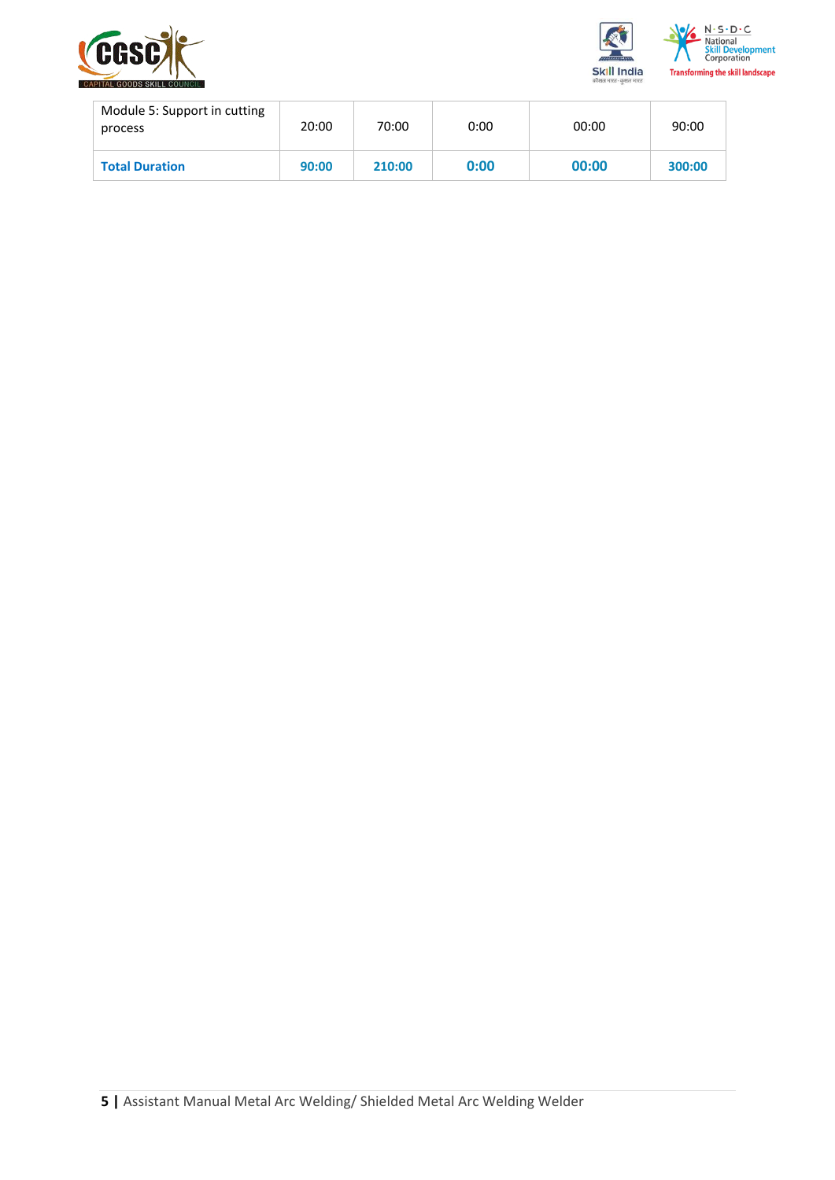| Module 5: Support in cutting process | 20:00 | 70:00 | 0:00 | 00:00 | 90:00 |
|---|---|---|---|---|---|
| **Total Duration** | **90:00** | **210:00** | **0:00** | **00:00** | **300:00** |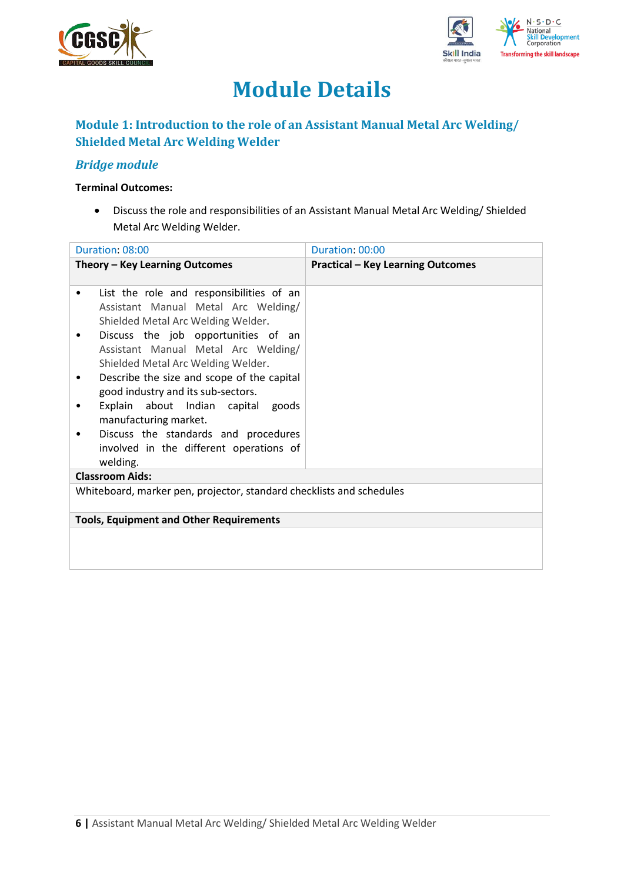# Module Details

## Module 1: Introduction to the role of an Assistant Manual Metal Arc Welding/ Shielded Metal Arc Welding Welder

### *Bridge module*

**Terminal Outcomes:**

- Discuss the role and responsibilities of an Assistant Manual Metal Arc Welding/ Shielded Metal Arc Welding Welder.

| Duration: 08:00 | Duration: 00:00 |
|---|---|
| **Theory – Key Learning Outcomes** | **Practical – Key Learning Outcomes** |
| • List the role and responsibilities of an Assistant Manual Metal Arc Welding/ Shielded Metal Arc Welding Welder.<br>• Discuss the job opportunities of an Assistant Manual Metal Arc Welding/ Shielded Metal Arc Welding Welder.<br>• Describe the size and scope of the capital good industry and its sub-sectors.<br>• Explain about Indian capital goods manufacturing market.<br>• Discuss the standards and procedures involved in the different operations of welding. | |
| **Classroom Aids:** | |
| Whiteboard, marker pen, projector, standard checklists and schedules | |
| **Tools, Equipment and Other Requirements** | |
| | |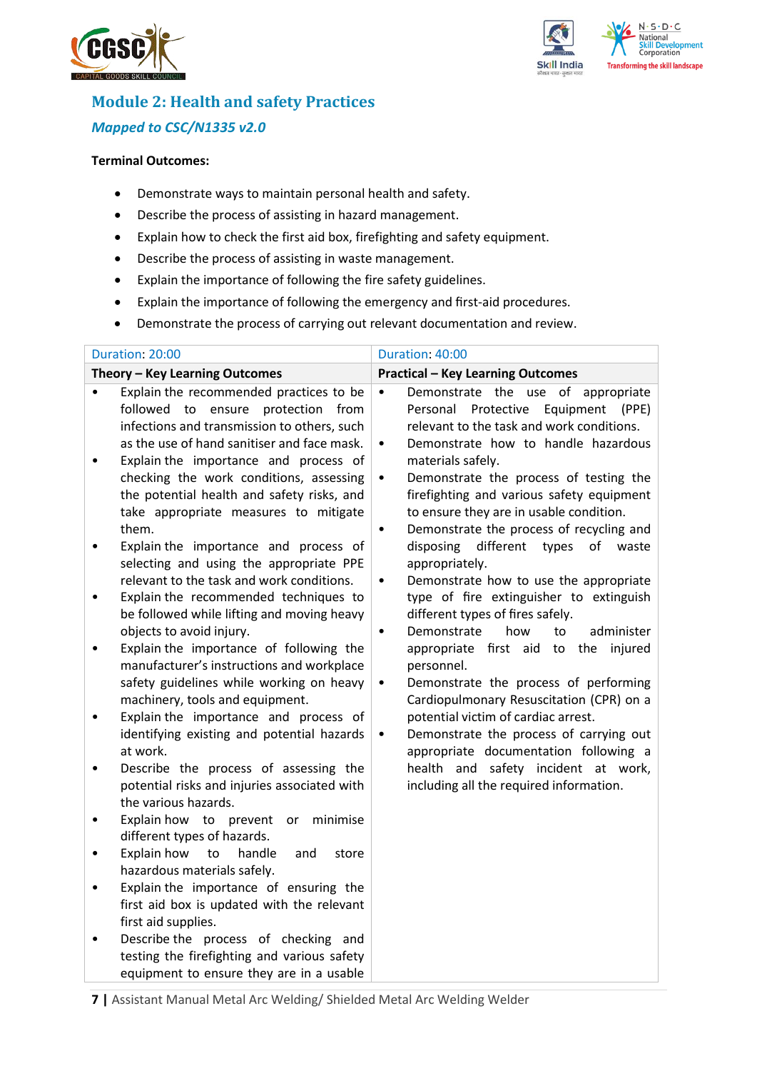## Module 2: Health and safety Practices

### *Mapped to CSC/N1335 v2.0*

**Terminal Outcomes:**

- Demonstrate ways to maintain personal health and safety.
- Describe the process of assisting in hazard management.
- Explain how to check the first aid box, firefighting and safety equipment.
- Describe the process of assisting in waste management.
- Explain the importance of following the fire safety guidelines.
- Explain the importance of following the emergency and first-aid procedures.
- Demonstrate the process of carrying out relevant documentation and review.

| Duration: 20:00 | Duration: 40:00 |
|---|---|
| **Theory – Key Learning Outcomes** | **Practical – Key Learning Outcomes** |
| • Explain the recommended practices to be followed to ensure protection from infections and transmission to others, such as the use of hand sanitiser and face mask.<br>• Explain the importance and process of checking the work conditions, assessing the potential health and safety risks, and take appropriate measures to mitigate them.<br>• Explain the importance and process of selecting and using the appropriate PPE relevant to the task and work conditions.<br>• Explain the recommended techniques to be followed while lifting and moving heavy objects to avoid injury.<br>• Explain the importance of following the manufacturer's instructions and workplace safety guidelines while working on heavy machinery, tools and equipment.<br>• Explain the importance and process of identifying existing and potential hazards at work.<br>• Describe the process of assessing the potential risks and injuries associated with the various hazards.<br>• Explain how to prevent or minimise different types of hazards.<br>• Explain how to handle and store hazardous materials safely.<br>• Explain the importance of ensuring the first aid box is updated with the relevant first aid supplies.<br>• Describe the process of checking and testing the firefighting and various safety equipment to ensure they are in a usable | • Demonstrate the use of appropriate Personal Protective Equipment (PPE) relevant to the task and work conditions.<br>• Demonstrate how to handle hazardous materials safely.<br>• Demonstrate the process of testing the firefighting and various safety equipment to ensure they are in usable condition.<br>• Demonstrate the process of recycling and disposing different types of waste appropriately.<br>• Demonstrate how to use the appropriate type of fire extinguisher to extinguish different types of fires safely.<br>• Demonstrate how to administer appropriate first aid to the injured personnel.<br>• Demonstrate the process of performing Cardiopulmonary Resuscitation (CPR) on a potential victim of cardiac arrest.<br>• Demonstrate the process of carrying out appropriate documentation following a health and safety incident at work, including all the required information. |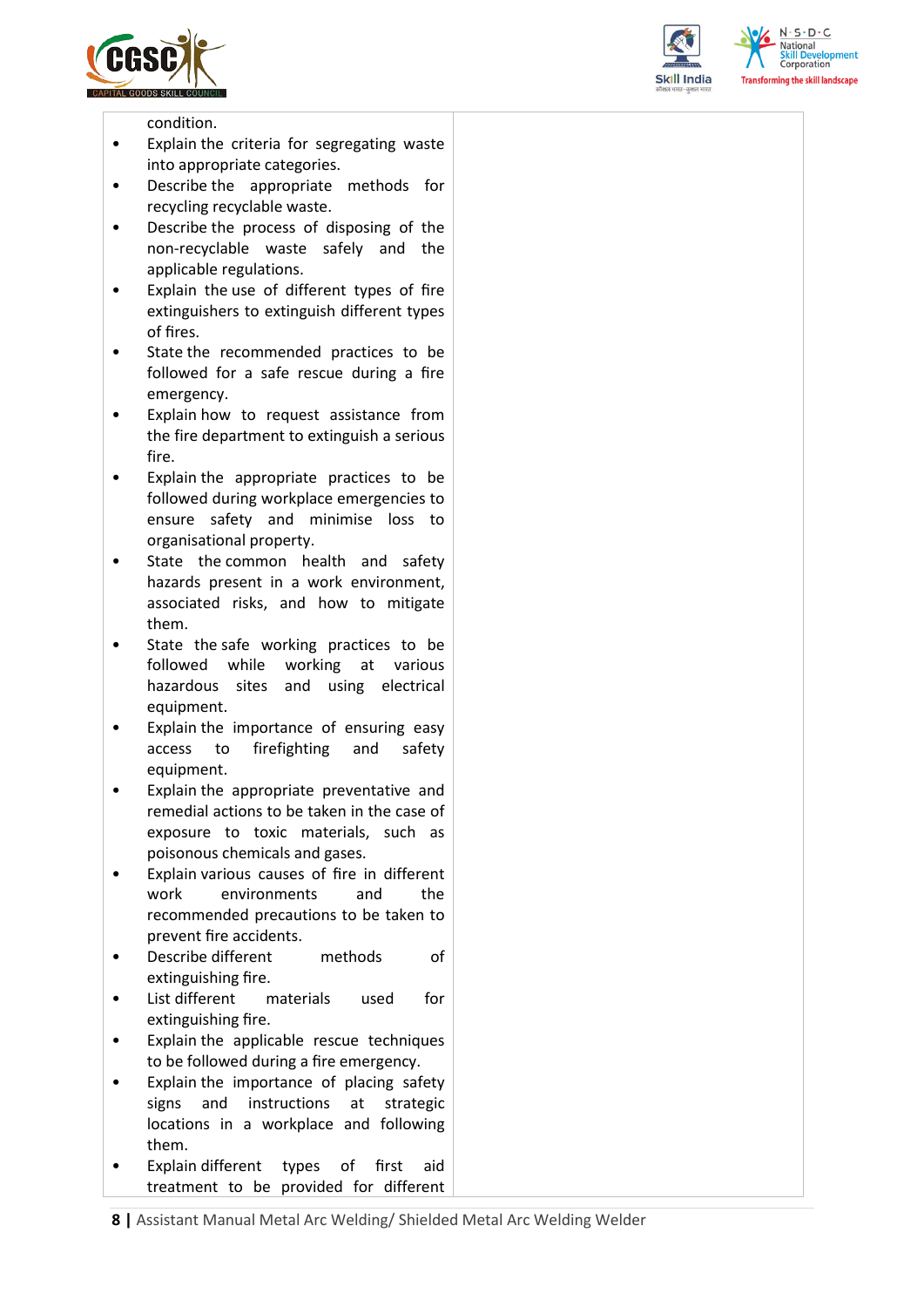| | |
|---|---|
| condition.<br>• Explain the criteria for segregating waste into appropriate categories.<br>• Describe the appropriate methods for recycling recyclable waste.<br>• Describe the process of disposing of the non-recyclable waste safely and the applicable regulations.<br>• Explain the use of different types of fire extinguishers to extinguish different types of fires.<br>• State the recommended practices to be followed for a safe rescue during a fire emergency.<br>• Explain how to request assistance from the fire department to extinguish a serious fire.<br>• Explain the appropriate practices to be followed during workplace emergencies to ensure safety and minimise loss to organisational property.<br>• State the common health and safety hazards present in a work environment, associated risks, and how to mitigate them.<br>• State the safe working practices to be followed while working at various hazardous sites and using electrical equipment.<br>• Explain the importance of ensuring easy access to firefighting and safety equipment.<br>• Explain the appropriate preventative and remedial actions to be taken in the case of exposure to toxic materials, such as poisonous chemicals and gases.<br>• Explain various causes of fire in different work environments and the recommended precautions to be taken to prevent fire accidents.<br>• Describe different methods of extinguishing fire.<br>• List different materials used for extinguishing fire.<br>• Explain the applicable rescue techniques to be followed during a fire emergency.<br>• Explain the importance of placing safety signs and instructions at strategic locations in a workplace and following them.<br>• Explain different types of first aid treatment to be provided for different | |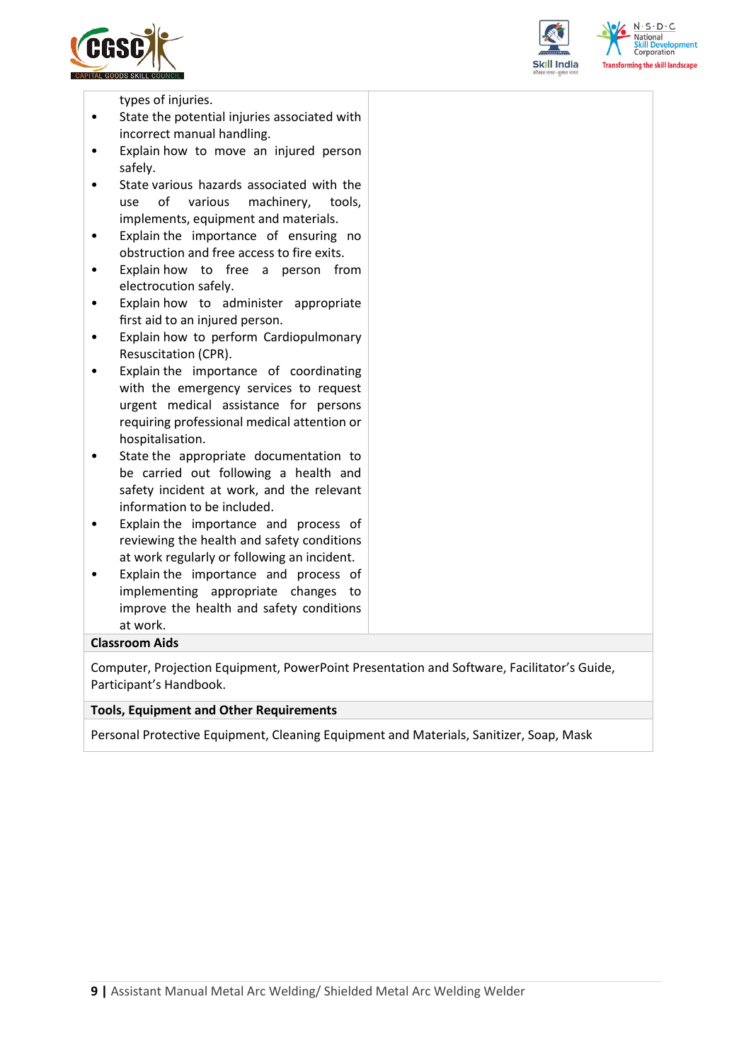| | |
|---|---|
| types of injuries.<br>• State the potential injuries associated with incorrect manual handling.<br>• Explain how to move an injured person safely.<br>• State various hazards associated with the use of various machinery, tools, implements, equipment and materials.<br>• Explain the importance of ensuring no obstruction and free access to fire exits.<br>• Explain how to free a person from electrocution safely.<br>• Explain how to administer appropriate first aid to an injured person.<br>• Explain how to perform Cardiopulmonary Resuscitation (CPR).<br>• Explain the importance of coordinating with the emergency services to request urgent medical assistance for persons requiring professional medical attention or hospitalisation.<br>• State the appropriate documentation to be carried out following a health and safety incident at work, and the relevant information to be included.<br>• Explain the importance and process of reviewing the health and safety conditions at work regularly or following an incident.<br>• Explain the importance and process of implementing appropriate changes to improve the health and safety conditions at work. | |

**Classroom Aids**

Computer, Projection Equipment, PowerPoint Presentation and Software, Facilitator's Guide, Participant's Handbook.

**Tools, Equipment and Other Requirements**

Personal Protective Equipment, Cleaning Equipment and Materials, Sanitizer, Soap, Mask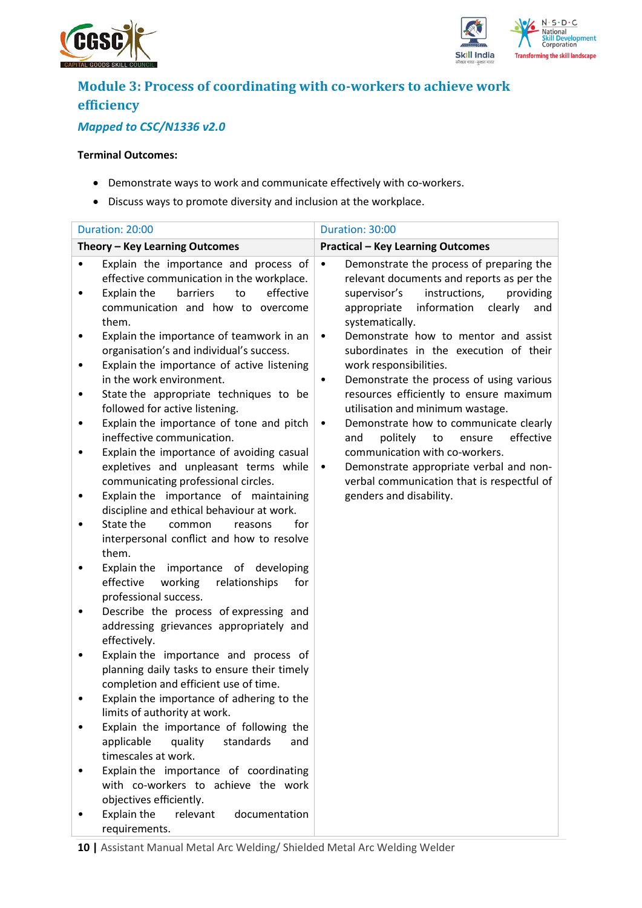## Module 3: Process of coordinating with co-workers to achieve work efficiency

***Mapped to CSC/N1336 v2.0***

**Terminal Outcomes:**

- Demonstrate ways to work and communicate effectively with co-workers.
- Discuss ways to promote diversity and inclusion at the workplace.

| Duration: 20:00 | Duration: 30:00 |
|---|---|
| **Theory – Key Learning Outcomes** | **Practical – Key Learning Outcomes** |
| • Explain the importance and process of effective communication in the workplace.<br>• Explain the barriers to effective communication and how to overcome them.<br>• Explain the importance of teamwork in an organisation's and individual's success.<br>• Explain the importance of active listening in the work environment.<br>• State the appropriate techniques to be followed for active listening.<br>• Explain the importance of tone and pitch ineffective communication.<br>• Explain the importance of avoiding casual expletives and unpleasant terms while communicating professional circles.<br>• Explain the importance of maintaining discipline and ethical behaviour at work.<br>• State the common reasons for interpersonal conflict and how to resolve them.<br>• Explain the importance of developing effective working relationships for professional success.<br>• Describe the process of expressing and addressing grievances appropriately and effectively.<br>• Explain the importance and process of planning daily tasks to ensure their timely completion and efficient use of time.<br>• Explain the importance of adhering to the limits of authority at work.<br>• Explain the importance of following the applicable quality standards and timescales at work.<br>• Explain the importance of coordinating with co-workers to achieve the work objectives efficiently.<br>• Explain the relevant documentation requirements. | • Demonstrate the process of preparing the relevant documents and reports as per the supervisor's instructions, providing appropriate information clearly and systematically.<br>• Demonstrate how to mentor and assist subordinates in the execution of their work responsibilities.<br>• Demonstrate the process of using various resources efficiently to ensure maximum utilisation and minimum wastage.<br>• Demonstrate how to communicate clearly and politely to ensure effective communication with co-workers.<br>• Demonstrate appropriate verbal and non-verbal communication that is respectful of genders and disability. |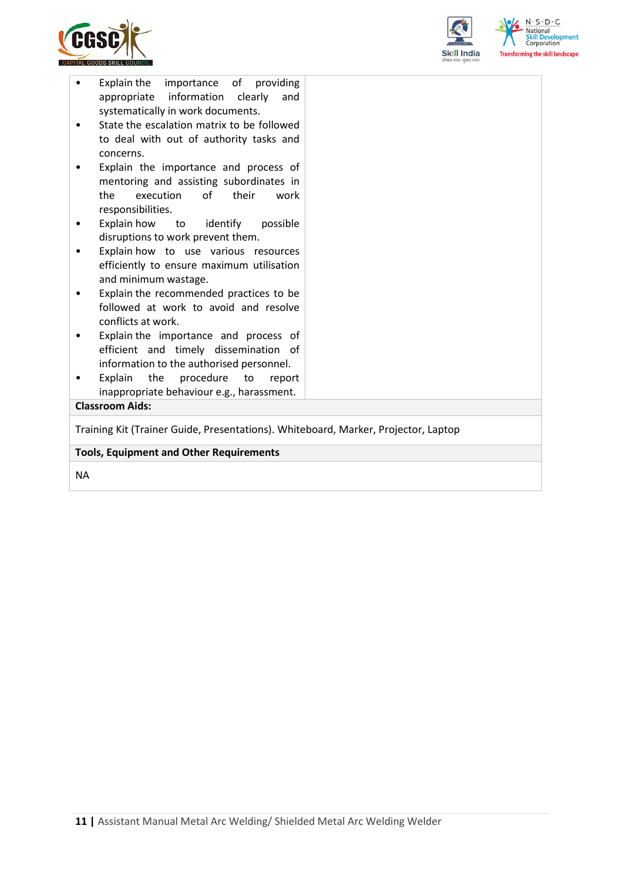|  |  |
|---|---|
| • Explain the importance of providing appropriate information clearly and systematically in work documents.<br>• State the escalation matrix to be followed to deal with out of authority tasks and concerns.<br>• Explain the importance and process of mentoring and assisting subordinates in the execution of their work responsibilities.<br>• Explain how to identify possible disruptions to work prevent them.<br>• Explain how to use various resources efficiently to ensure maximum utilisation and minimum wastage.<br>• Explain the recommended practices to be followed at work to avoid and resolve conflicts at work.<br>• Explain the importance and process of efficient and timely dissemination of information to the authorised personnel.<br>• Explain the procedure to report inappropriate behaviour e.g., harassment. |  |

**Classroom Aids:**

Training Kit (Trainer Guide, Presentations). Whiteboard, Marker, Projector, Laptop

**Tools, Equipment and Other Requirements**

NA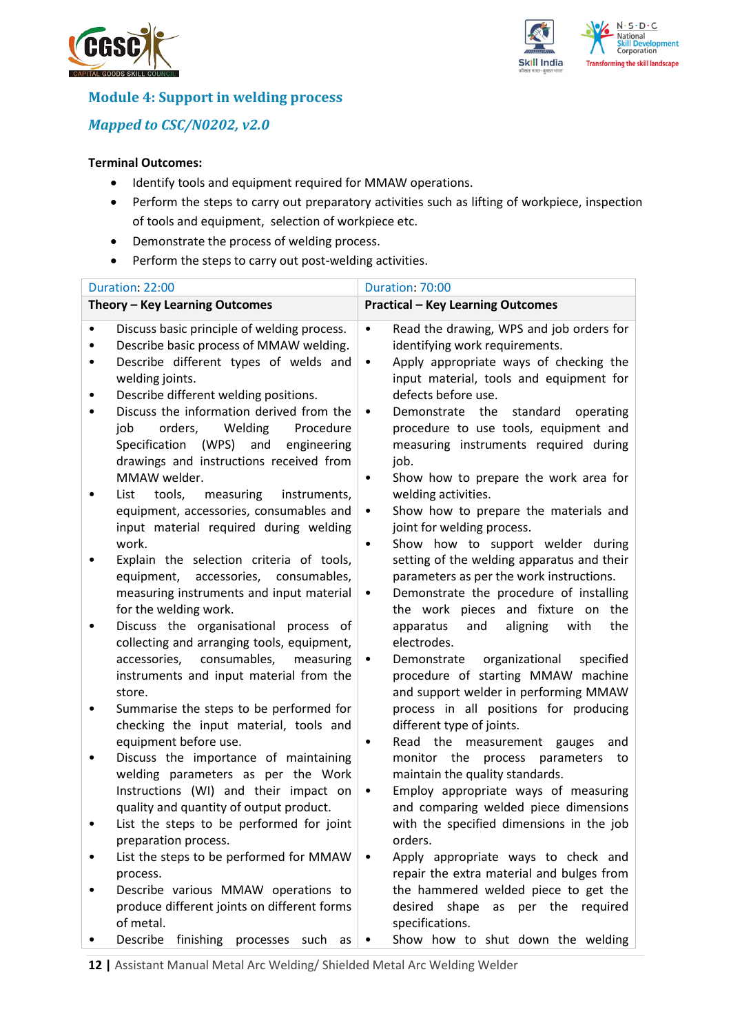## Module 4: Support in welding process

### *Mapped to CSC/N0202, v2.0*

**Terminal Outcomes:**

- Identify tools and equipment required for MMAW operations.
- Perform the steps to carry out preparatory activities such as lifting of workpiece, inspection of tools and equipment, selection of workpiece etc.
- Demonstrate the process of welding process.
- Perform the steps to carry out post-welding activities.

| Duration: 22:00 | Duration: 70:00 |
|---|---|
| **Theory – Key Learning Outcomes** | **Practical – Key Learning Outcomes** |
| • Discuss basic principle of welding process.<br>• Describe basic process of MMAW welding.<br>• Describe different types of welds and welding joints.<br>• Describe different welding positions.<br>• Discuss the information derived from the job orders, Welding Procedure Specification (WPS) and engineering drawings and instructions received from MMAW welder.<br>• List tools, measuring instruments, equipment, accessories, consumables and input material required during welding work.<br>• Explain the selection criteria of tools, equipment, accessories, consumables, measuring instruments and input material for the welding work.<br>• Discuss the organisational process of collecting and arranging tools, equipment, accessories, consumables, measuring instruments and input material from the store.<br>• Summarise the steps to be performed for checking the input material, tools and equipment before use.<br>• Discuss the importance of maintaining welding parameters as per the Work Instructions (WI) and their impact on quality and quantity of output product.<br>• List the steps to be performed for joint preparation process.<br>• List the steps to be performed for MMAW process.<br>• Describe various MMAW operations to produce different joints on different forms of metal.<br>• Describe finishing processes such as | • Read the drawing, WPS and job orders for identifying work requirements.<br>• Apply appropriate ways of checking the input material, tools and equipment for defects before use.<br>• Demonstrate the standard operating procedure to use tools, equipment and measuring instruments required during job.<br>• Show how to prepare the work area for welding activities.<br>• Show how to prepare the materials and joint for welding process.<br>• Show how to support welder during setting of the welding apparatus and their parameters as per the work instructions.<br>• Demonstrate the procedure of installing the work pieces and fixture on the apparatus and aligning with the electrodes.<br>• Demonstrate organizational specified procedure of starting MMAW machine and support welder in performing MMAW process in all positions for producing different type of joints.<br>• Read the measurement gauges and monitor the process parameters to maintain the quality standards.<br>• Employ appropriate ways of measuring and comparing welded piece dimensions with the specified dimensions in the job orders.<br>• Apply appropriate ways to check and repair the extra material and bulges from the hammered welded piece to get the desired shape as per the required specifications.<br>• Show how to shut down the welding |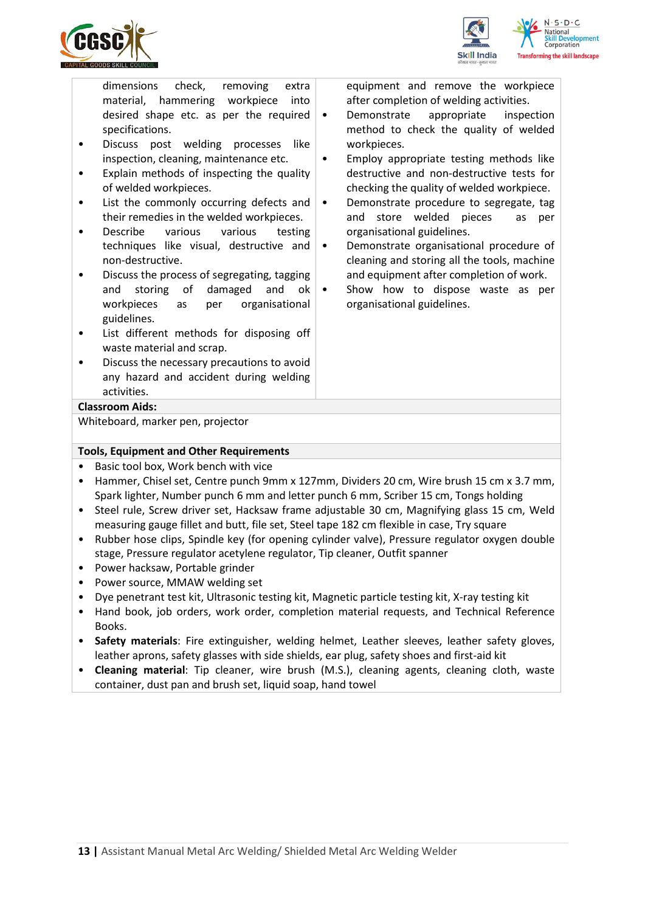| | |
|---|---|
| dimensions check, removing extra material, hammering workpiece into desired shape etc. as per the required specifications.<br>• Discuss post welding processes like inspection, cleaning, maintenance etc.<br>• Explain methods of inspecting the quality of welded workpieces.<br>• List the commonly occurring defects and their remedies in the welded workpieces.<br>• Describe various various testing techniques like visual, destructive and non-destructive.<br>• Discuss the process of segregating, tagging and storing of damaged and ok workpieces as per organisational guidelines.<br>• List different methods for disposing off waste material and scrap.<br>• Discuss the necessary precautions to avoid any hazard and accident during welding activities. | equipment and remove the workpiece after completion of welding activities.<br>• Demonstrate appropriate inspection method to check the quality of welded workpieces.<br>• Employ appropriate testing methods like destructive and non-destructive tests for checking the quality of welded workpiece.<br>• Demonstrate procedure to segregate, tag and store welded pieces as per organisational guidelines.<br>• Demonstrate organisational procedure of cleaning and storing all the tools, machine and equipment after completion of work.<br>• Show how to dispose waste as per organisational guidelines. |

**Classroom Aids:**

Whiteboard, marker pen, projector

**Tools, Equipment and Other Requirements**

- Basic tool box, Work bench with vice
- Hammer, Chisel set, Centre punch 9mm x 127mm, Dividers 20 cm, Wire brush 15 cm x 3.7 mm, Spark lighter, Number punch 6 mm and letter punch 6 mm, Scriber 15 cm, Tongs holding
- Steel rule, Screw driver set, Hacksaw frame adjustable 30 cm, Magnifying glass 15 cm, Weld measuring gauge fillet and butt, file set, Steel tape 182 cm flexible in case, Try square
- Rubber hose clips, Spindle key (for opening cylinder valve), Pressure regulator oxygen double stage, Pressure regulator acetylene regulator, Tip cleaner, Outfit spanner
- Power hacksaw, Portable grinder
- Power source, MMAW welding set
- Dye penetrant test kit, Ultrasonic testing kit, Magnetic particle testing kit, X-ray testing kit
- Hand book, job orders, work order, completion material requests, and Technical Reference Books.
- **Safety materials**: Fire extinguisher, welding helmet, Leather sleeves, leather safety gloves, leather aprons, safety glasses with side shields, ear plug, safety shoes and first-aid kit
- **Cleaning material**: Tip cleaner, wire brush (M.S.), cleaning agents, cleaning cloth, waste container, dust pan and brush set, liquid soap, hand towel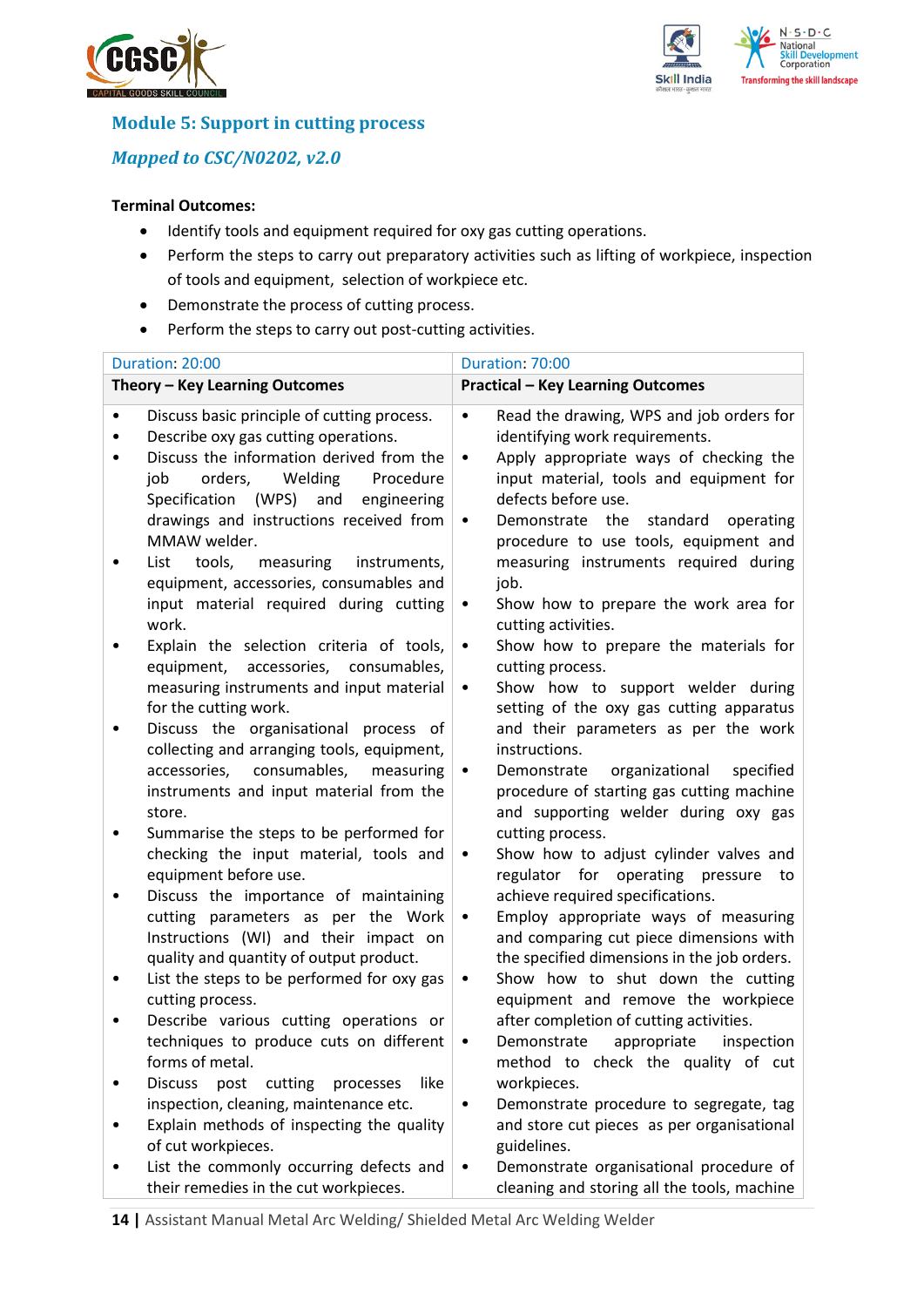## Module 5: Support in cutting process

### *Mapped to CSC/N0202, v2.0*

**Terminal Outcomes:**

- Identify tools and equipment required for oxy gas cutting operations.
- Perform the steps to carry out preparatory activities such as lifting of workpiece, inspection of tools and equipment, selection of workpiece etc.
- Demonstrate the process of cutting process.
- Perform the steps to carry out post-cutting activities.

| Duration: 20:00 | Duration: 70:00 |
|---|---|
| **Theory – Key Learning Outcomes** | **Practical – Key Learning Outcomes** |
| • Discuss basic principle of cutting process.<br>• Describe oxy gas cutting operations.<br>• Discuss the information derived from the job orders, Welding Procedure Specification (WPS) and engineering drawings and instructions received from MMAW welder.<br>• List tools, measuring instruments, equipment, accessories, consumables and input material required during cutting work.<br>• Explain the selection criteria of tools, equipment, accessories, consumables, measuring instruments and input material for the cutting work.<br>• Discuss the organisational process of collecting and arranging tools, equipment, accessories, consumables, measuring instruments and input material from the store.<br>• Summarise the steps to be performed for checking the input material, tools and equipment before use.<br>• Discuss the importance of maintaining cutting parameters as per the Work Instructions (WI) and their impact on quality and quantity of output product.<br>• List the steps to be performed for oxy gas cutting process.<br>• Describe various cutting operations or techniques to produce cuts on different forms of metal.<br>• Discuss post cutting processes like inspection, cleaning, maintenance etc.<br>• Explain methods of inspecting the quality of cut workpieces.<br>• List the commonly occurring defects and their remedies in the cut workpieces. | • Read the drawing, WPS and job orders for identifying work requirements.<br>• Apply appropriate ways of checking the input material, tools and equipment for defects before use.<br>• Demonstrate the standard operating procedure to use tools, equipment and measuring instruments required during job.<br>• Show how to prepare the work area for cutting activities.<br>• Show how to prepare the materials for cutting process.<br>• Show how to support welder during setting of the oxy gas cutting apparatus and their parameters as per the work instructions.<br>• Demonstrate organizational specified procedure of starting gas cutting machine and supporting welder during oxy gas cutting process.<br>• Show how to adjust cylinder valves and regulator for operating pressure to achieve required specifications.<br>• Employ appropriate ways of measuring and comparing cut piece dimensions with the specified dimensions in the job orders.<br>• Show how to shut down the cutting equipment and remove the workpiece after completion of cutting activities.<br>• Demonstrate appropriate inspection method to check the quality of cut workpieces.<br>• Demonstrate procedure to segregate, tag and store cut pieces as per organisational guidelines.<br>• Demonstrate organisational procedure of cleaning and storing all the tools, machine |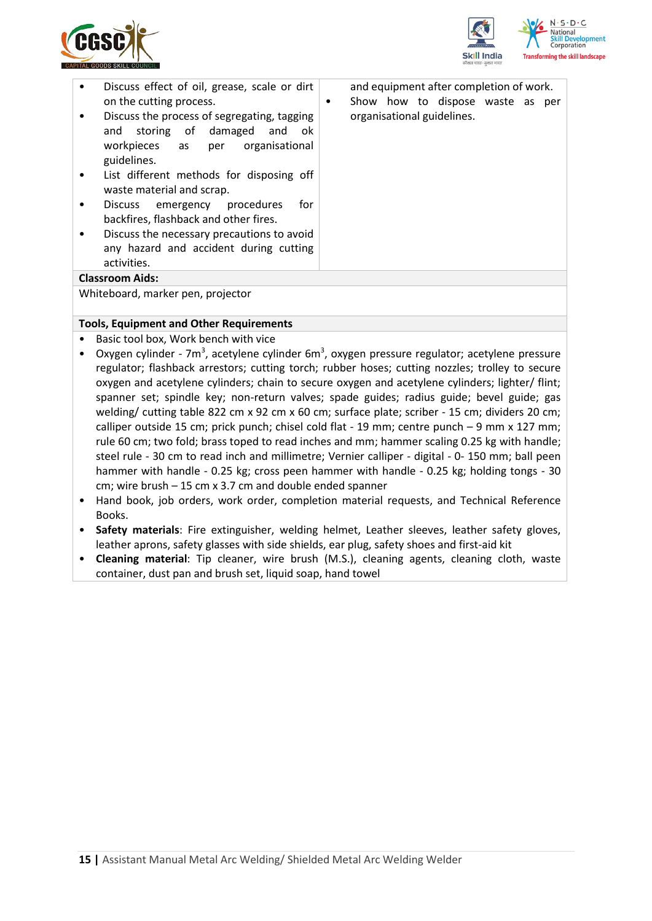| | |
|---|---|
| • Discuss effect of oil, grease, scale or dirt on the cutting process.<br>• Discuss the process of segregating, tagging and storing of damaged and ok workpieces as per organisational guidelines.<br>• List different methods for disposing off waste material and scrap.<br>• Discuss emergency procedures for backfires, flashback and other fires.<br>• Discuss the necessary precautions to avoid any hazard and accident during cutting activities. | and equipment after completion of work.<br>• Show how to dispose waste as per organisational guidelines. |

**Classroom Aids:**

Whiteboard, marker pen, projector

**Tools, Equipment and Other Requirements**

- Basic tool box, Work bench with vice
- Oxygen cylinder - 7m$^3$, acetylene cylinder 6m$^3$, oxygen pressure regulator; acetylene pressure regulator; flashback arrestors; cutting torch; rubber hoses; cutting nozzles; trolley to secure oxygen and acetylene cylinders; chain to secure oxygen and acetylene cylinders; lighter/ flint; spanner set; spindle key; non-return valves; spade guides; radius guide; bevel guide; gas welding/ cutting table 822 cm x 92 cm x 60 cm; surface plate; scriber - 15 cm; dividers 20 cm; calliper outside 15 cm; prick punch; chisel cold flat - 19 mm; centre punch – 9 mm x 127 mm; rule 60 cm; two fold; brass toped to read inches and mm; hammer scaling 0.25 kg with handle; steel rule - 30 cm to read inch and millimetre; Vernier calliper - digital - 0- 150 mm; ball peen hammer with handle - 0.25 kg; cross peen hammer with handle - 0.25 kg; holding tongs - 30 cm; wire brush – 15 cm x 3.7 cm and double ended spanner
- Hand book, job orders, work order, completion material requests, and Technical Reference Books.
- **Safety materials**: Fire extinguisher, welding helmet, Leather sleeves, leather safety gloves, leather aprons, safety glasses with side shields, ear plug, safety shoes and first-aid kit
- **Cleaning material**: Tip cleaner, wire brush (M.S.), cleaning agents, cleaning cloth, waste container, dust pan and brush set, liquid soap, hand towel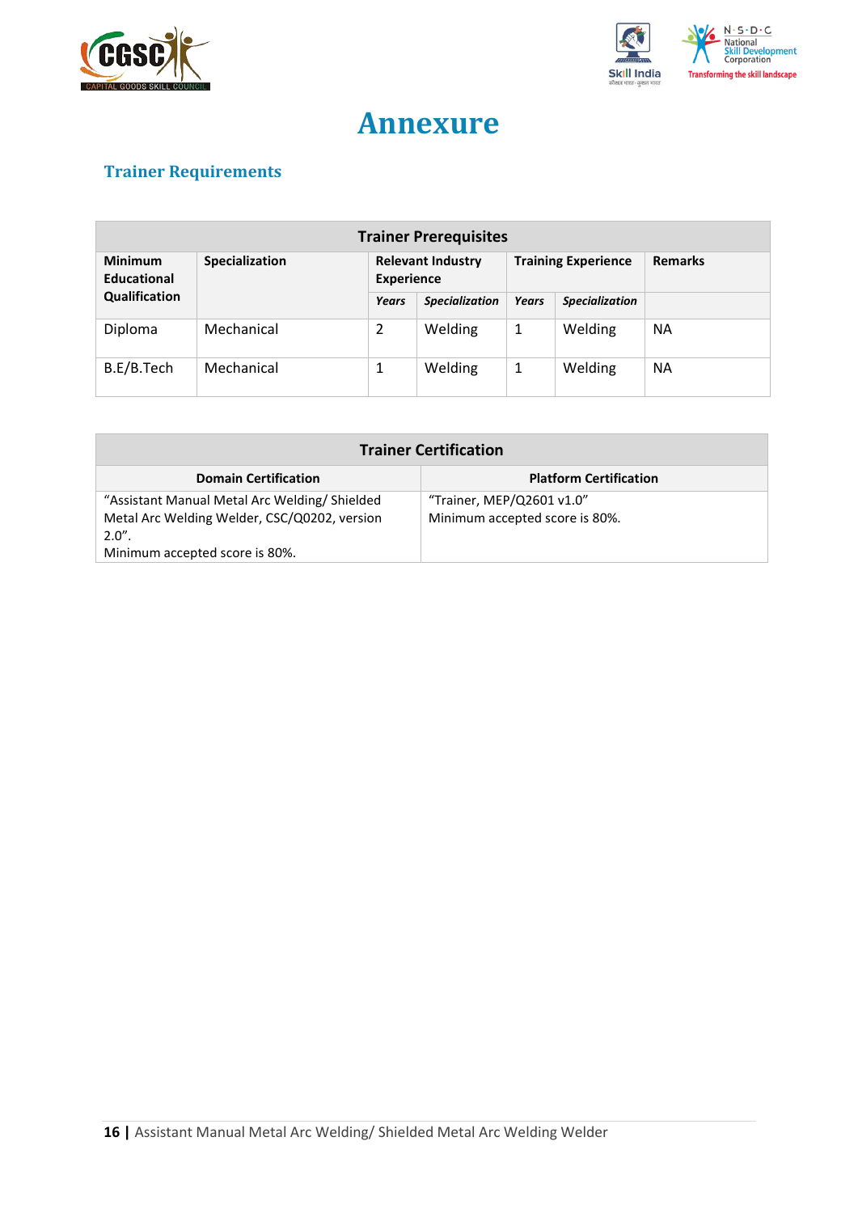# Annexure

## Trainer Requirements

| Trainer Prerequisites | | | | | | |
|---|---|---|---|---|---|---|
| **Minimum Educational Qualification** | **Specialization** | **Relevant Industry Experience** | | **Training Experience** | | **Remarks** |
| | | ***Years*** | ***Specialization*** | ***Years*** | ***Specialization*** | |
| Diploma | Mechanical | 2 | Welding | 1 | Welding | NA |
| B.E/B.Tech | Mechanical | 1 | Welding | 1 | Welding | NA |

| Trainer Certification | |
|---|---|
| **Domain Certification** | **Platform Certification** |
| "Assistant Manual Metal Arc Welding/ Shielded Metal Arc Welding Welder, CSC/Q0202, version 2.0". Minimum accepted score is 80%. | "Trainer, MEP/Q2601 v1.0" Minimum accepted score is 80%. |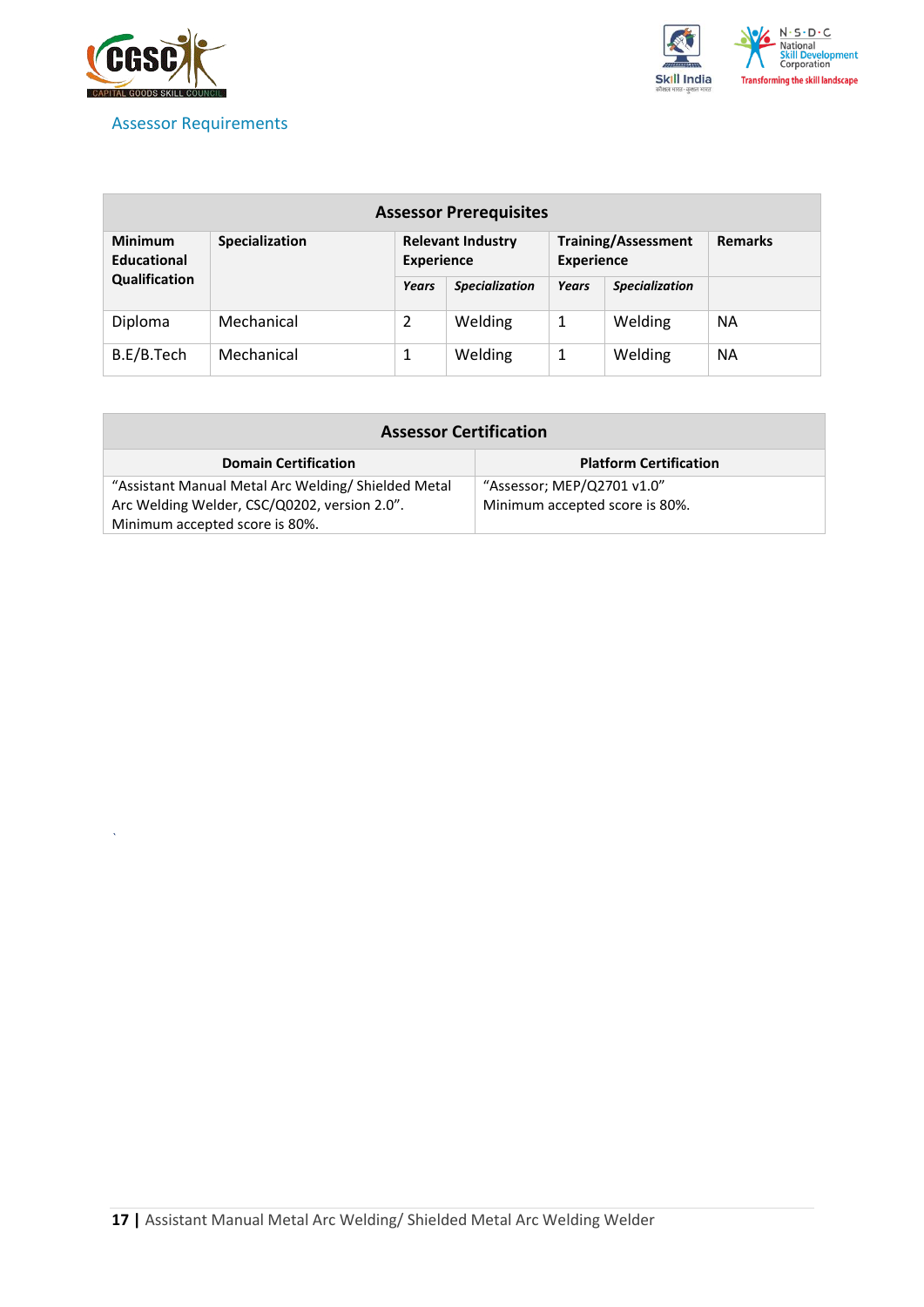## Assessor Requirements

| Assessor Prerequisites | | | | | | |
|---|---|---|---|---|---|---|
| **Minimum Educational Qualification** | **Specialization** | **Relevant Industry Experience** | | **Training/Assessment Experience** | | **Remarks** |
| | | ***Years*** | ***Specialization*** | ***Years*** | ***Specialization*** | |
| Diploma | Mechanical | 2 | Welding | 1 | Welding | NA |
| B.E/B.Tech | Mechanical | 1 | Welding | 1 | Welding | NA |

| Assessor Certification | |
|---|---|
| **Domain Certification** | **Platform Certification** |
| "Assistant Manual Metal Arc Welding/ Shielded Metal Arc Welding Welder, CSC/Q0202, version 2.0". Minimum accepted score is 80%. | "Assessor; MEP/Q2701 v1.0" Minimum accepted score is 80%. |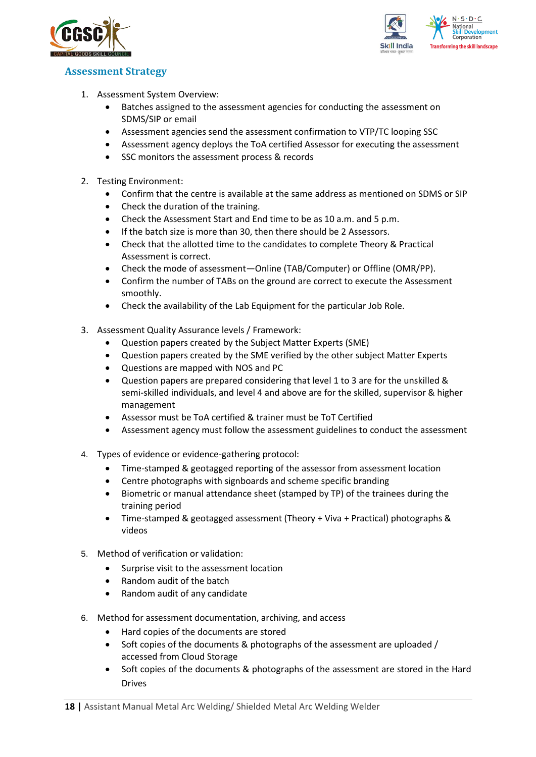## Assessment Strategy

1. Assessment System Overview:
    - Batches assigned to the assessment agencies for conducting the assessment on SDMS/SIP or email
    - Assessment agencies send the assessment confirmation to VTP/TC looping SSC
    - Assessment agency deploys the ToA certified Assessor for executing the assessment
    - SSC monitors the assessment process & records

2. Testing Environment:
    - Confirm that the centre is available at the same address as mentioned on SDMS or SIP
    - Check the duration of the training.
    - Check the Assessment Start and End time to be as 10 a.m. and 5 p.m.
    - If the batch size is more than 30, then there should be 2 Assessors.
    - Check that the allotted time to the candidates to complete Theory & Practical Assessment is correct.
    - Check the mode of assessment—Online (TAB/Computer) or Offline (OMR/PP).
    - Confirm the number of TABs on the ground are correct to execute the Assessment smoothly.
    - Check the availability of the Lab Equipment for the particular Job Role.

3. Assessment Quality Assurance levels / Framework:
    - Question papers created by the Subject Matter Experts (SME)
    - Question papers created by the SME verified by the other subject Matter Experts
    - Questions are mapped with NOS and PC
    - Question papers are prepared considering that level 1 to 3 are for the unskilled & semi-skilled individuals, and level 4 and above are for the skilled, supervisor & higher management
    - Assessor must be ToA certified & trainer must be ToT Certified
    - Assessment agency must follow the assessment guidelines to conduct the assessment

4. Types of evidence or evidence-gathering protocol:
    - Time-stamped & geotagged reporting of the assessor from assessment location
    - Centre photographs with signboards and scheme specific branding
    - Biometric or manual attendance sheet (stamped by TP) of the trainees during the training period
    - Time-stamped & geotagged assessment (Theory + Viva + Practical) photographs & videos

5. Method of verification or validation:
    - Surprise visit to the assessment location
    - Random audit of the batch
    - Random audit of any candidate

6. Method for assessment documentation, archiving, and access
    - Hard copies of the documents are stored
    - Soft copies of the documents & photographs of the assessment are uploaded / accessed from Cloud Storage
    - Soft copies of the documents & photographs of the assessment are stored in the Hard Drives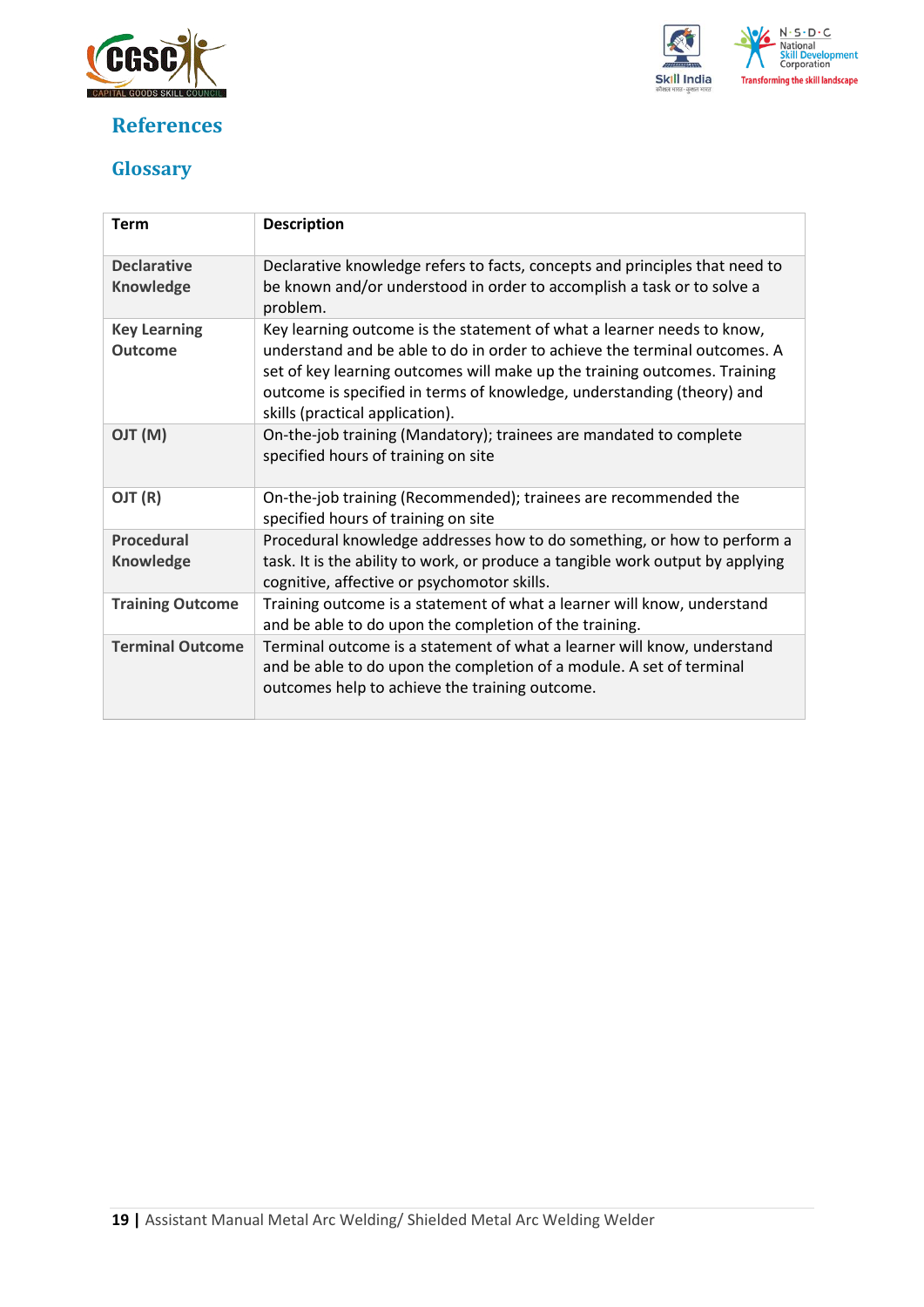# References

## Glossary

| Term | Description |
|---|---|
| **Declarative Knowledge** | Declarative knowledge refers to facts, concepts and principles that need to be known and/or understood in order to accomplish a task or to solve a problem. |
| **Key Learning Outcome** | Key learning outcome is the statement of what a learner needs to know, understand and be able to do in order to achieve the terminal outcomes. A set of key learning outcomes will make up the training outcomes. Training outcome is specified in terms of knowledge, understanding (theory) and skills (practical application). |
| **OJT (M)** | On-the-job training (Mandatory); trainees are mandated to complete specified hours of training on site |
| **OJT (R)** | On-the-job training (Recommended); trainees are recommended the specified hours of training on site |
| **Procedural Knowledge** | Procedural knowledge addresses how to do something, or how to perform a task. It is the ability to work, or produce a tangible work output by applying cognitive, affective or psychomotor skills. |
| **Training Outcome** | Training outcome is a statement of what a learner will know, understand and be able to do upon the completion of the training. |
| **Terminal Outcome** | Terminal outcome is a statement of what a learner will know, understand and be able to do upon the completion of a module. A set of terminal outcomes help to achieve the training outcome. |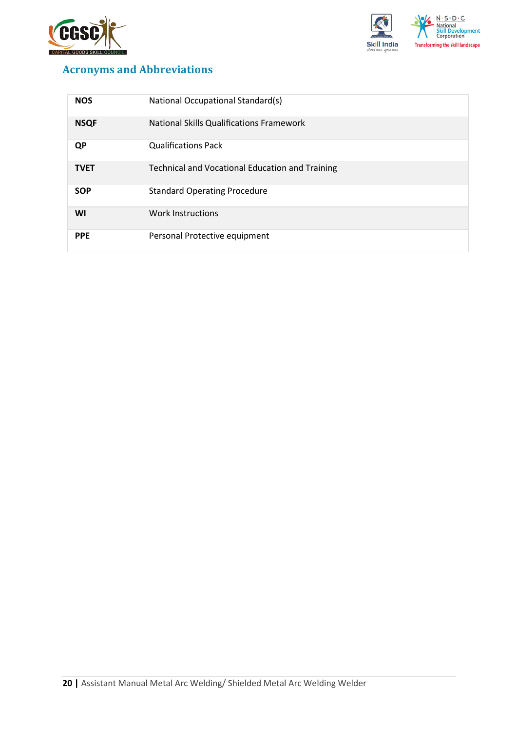## Acronyms and Abbreviations

| | |
|---|---|
| **NOS** | National Occupational Standard(s) |
| **NSQF** | National Skills Qualifications Framework |
| **QP** | Qualifications Pack |
| **TVET** | Technical and Vocational Education and Training |
| **SOP** | Standard Operating Procedure |
| **WI** | Work Instructions |
| **PPE** | Personal Protective equipment |